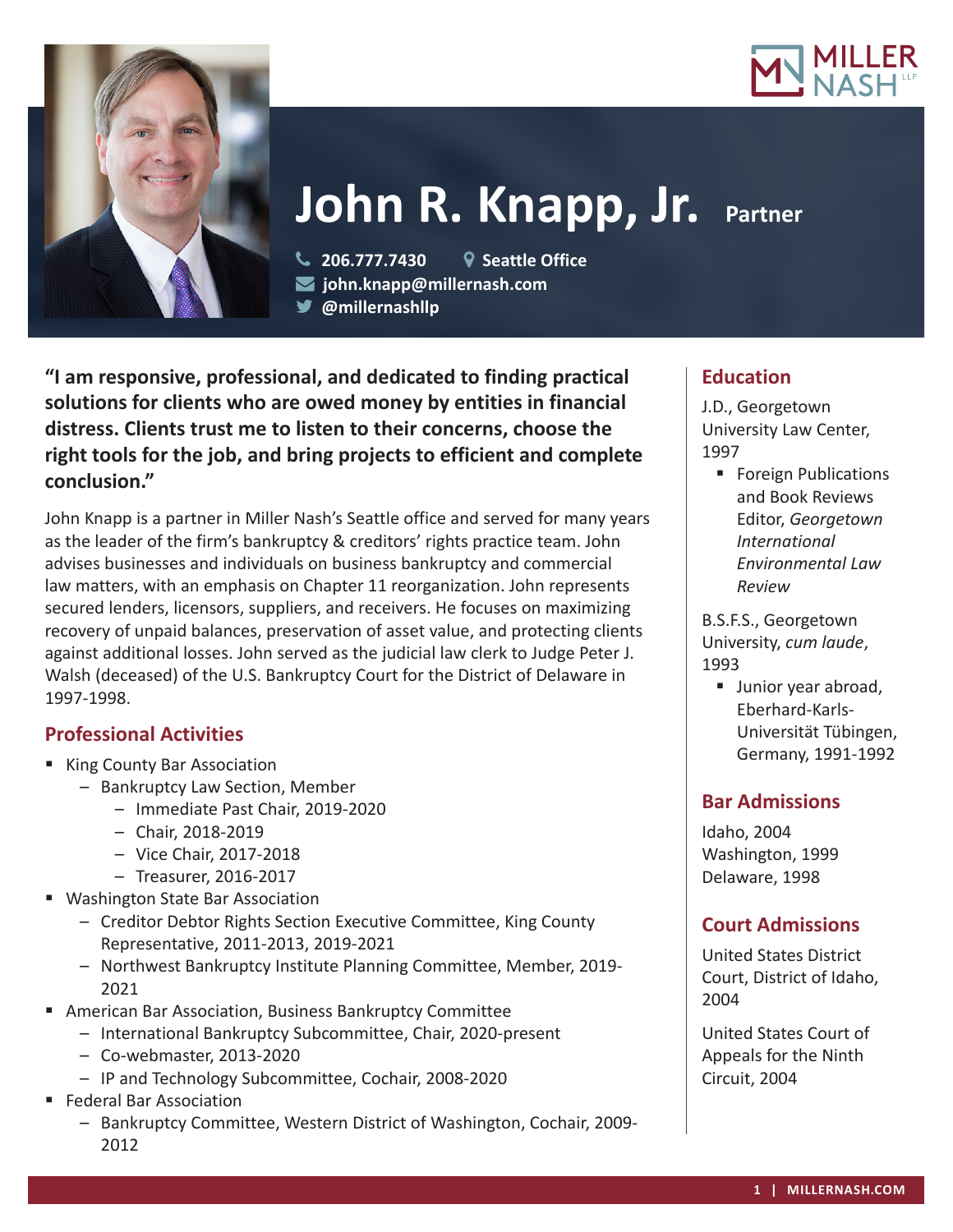# John R. Knapp, Jr. Partner

206.777.7430 | Seattle Office
john.knapp@millernash.com
@millernashllp

**"I am responsive, professional, and dedicated to finding practical solutions for clients who are owed money by entities in financial distress. Clients trust me to listen to their concerns, choose the right tools for the job, and bring projects to efficient and complete conclusion."**

John Knapp is a partner in Miller Nash's Seattle office and served for many years as the leader of the firm's bankruptcy & creditors' rights practice team. John advises businesses and individuals on business bankruptcy and commercial law matters, with an emphasis on Chapter 11 reorganization. John represents secured lenders, licensors, suppliers, and receivers. He focuses on maximizing recovery of unpaid balances, preservation of asset value, and protecting clients against additional losses. John served as the judicial law clerk to Judge Peter J. Walsh (deceased) of the U.S. Bankruptcy Court for the District of Delaware in 1997-1998.

## Professional Activities

- King County Bar Association
  - Bankruptcy Law Section, Member
    - Immediate Past Chair, 2019-2020
    - Chair, 2018-2019
    - Vice Chair, 2017-2018
    - Treasurer, 2016-2017
- Washington State Bar Association
  - Creditor Debtor Rights Section Executive Committee, King County Representative, 2011-2013, 2019-2021
  - Northwest Bankruptcy Institute Planning Committee, Member, 2019-2021
- American Bar Association, Business Bankruptcy Committee
  - International Bankruptcy Subcommittee, Chair, 2020-present
  - Co-webmaster, 2013-2020
  - IP and Technology Subcommittee, Cochair, 2008-2020
- Federal Bar Association
  - Bankruptcy Committee, Western District of Washington, Cochair, 2009-2012

## Education

J.D., Georgetown University Law Center, 1997

- Foreign Publications and Book Reviews Editor, *Georgetown International Environmental Law Review*

B.S.F.S., Georgetown University, *cum laude*, 1993

- Junior year abroad, Eberhard-Karls-Universität Tübingen, Germany, 1991-1992

## Bar Admissions

Idaho, 2004
Washington, 1999
Delaware, 1998

## Court Admissions

United States District Court, District of Idaho, 2004

United States Court of Appeals for the Ninth Circuit, 2004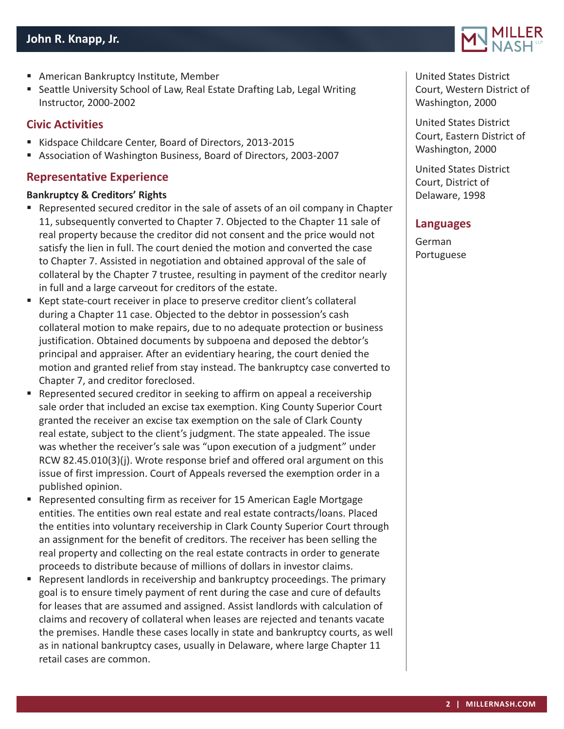- American Bankruptcy Institute, Member
- Seattle University School of Law, Real Estate Drafting Lab, Legal Writing Instructor, 2000-2002

## Civic Activities

- Kidspace Childcare Center, Board of Directors, 2013-2015
- Association of Washington Business, Board of Directors, 2003-2007

## Representative Experience

**Bankruptcy & Creditors' Rights**

- Represented secured creditor in the sale of assets of an oil company in Chapter 11, subsequently converted to Chapter 7. Objected to the Chapter 11 sale of real property because the creditor did not consent and the price would not satisfy the lien in full. The court denied the motion and converted the case to Chapter 7. Assisted in negotiation and obtained approval of the sale of collateral by the Chapter 7 trustee, resulting in payment of the creditor nearly in full and a large carveout for creditors of the estate.
- Kept state-court receiver in place to preserve creditor client's collateral during a Chapter 11 case. Objected to the debtor in possession's cash collateral motion to make repairs, due to no adequate protection or business justification. Obtained documents by subpoena and deposed the debtor's principal and appraiser. After an evidentiary hearing, the court denied the motion and granted relief from stay instead. The bankruptcy case converted to Chapter 7, and creditor foreclosed.
- Represented secured creditor in seeking to affirm on appeal a receivership sale order that included an excise tax exemption. King County Superior Court granted the receiver an excise tax exemption on the sale of Clark County real estate, subject to the client's judgment. The state appealed. The issue was whether the receiver's sale was "upon execution of a judgment" under RCW 82.45.010(3)(j). Wrote response brief and offered oral argument on this issue of first impression. Court of Appeals reversed the exemption order in a published opinion.
- Represented consulting firm as receiver for 15 American Eagle Mortgage entities. The entities own real estate and real estate contracts/loans. Placed the entities into voluntary receivership in Clark County Superior Court through an assignment for the benefit of creditors. The receiver has been selling the real property and collecting on the real estate contracts in order to generate proceeds to distribute because of millions of dollars in investor claims.
- Represent landlords in receivership and bankruptcy proceedings. The primary goal is to ensure timely payment of rent during the case and cure of defaults for leases that are assumed and assigned. Assist landlords with calculation of claims and recovery of collateral when leases are rejected and tenants vacate the premises. Handle these cases locally in state and bankruptcy courts, as well as in national bankruptcy cases, usually in Delaware, where large Chapter 11 retail cases are common.

United States District Court, Western District of Washington, 2000

United States District Court, Eastern District of Washington, 2000

United States District Court, District of Delaware, 1998

## Languages

German

Portuguese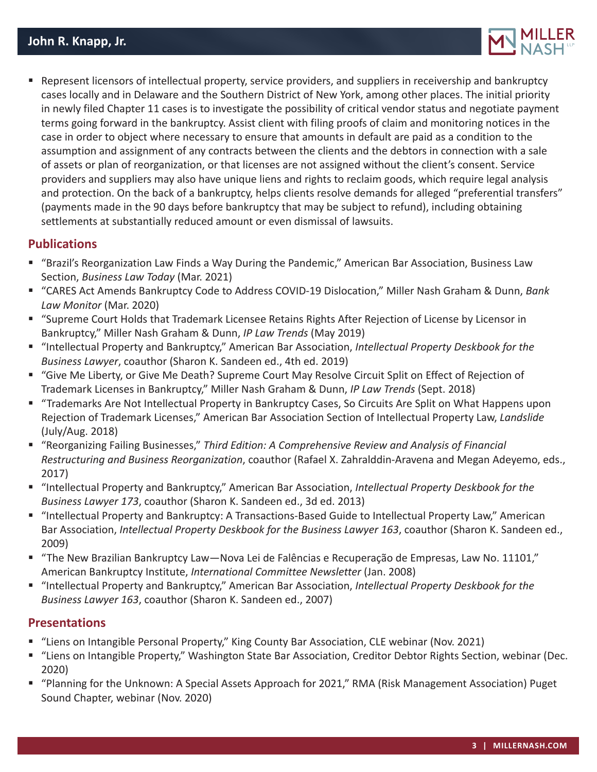- Represent licensors of intellectual property, service providers, and suppliers in receivership and bankruptcy cases locally and in Delaware and the Southern District of New York, among other places. The initial priority in newly filed Chapter 11 cases is to investigate the possibility of critical vendor status and negotiate payment terms going forward in the bankruptcy. Assist client with filing proofs of claim and monitoring notices in the case in order to object where necessary to ensure that amounts in default are paid as a condition to the assumption and assignment of any contracts between the clients and the debtors in connection with a sale of assets or plan of reorganization, or that licenses are not assigned without the client's consent. Service providers and suppliers may also have unique liens and rights to reclaim goods, which require legal analysis and protection. On the back of a bankruptcy, helps clients resolve demands for alleged "preferential transfers" (payments made in the 90 days before bankruptcy that may be subject to refund), including obtaining settlements at substantially reduced amount or even dismissal of lawsuits.

## Publications

- "Brazil's Reorganization Law Finds a Way During the Pandemic," American Bar Association, Business Law Section, *Business Law Today* (Mar. 2021)
- "CARES Act Amends Bankruptcy Code to Address COVID-19 Dislocation," Miller Nash Graham & Dunn, *Bank Law Monitor* (Mar. 2020)
- "Supreme Court Holds that Trademark Licensee Retains Rights After Rejection of License by Licensor in Bankruptcy," Miller Nash Graham & Dunn, *IP Law Trends* (May 2019)
- "Intellectual Property and Bankruptcy," American Bar Association, *Intellectual Property Deskbook for the Business Lawyer*, coauthor (Sharon K. Sandeen ed., 4th ed. 2019)
- "Give Me Liberty, or Give Me Death? Supreme Court May Resolve Circuit Split on Effect of Rejection of Trademark Licenses in Bankruptcy," Miller Nash Graham & Dunn, *IP Law Trends* (Sept. 2018)
- "Trademarks Are Not Intellectual Property in Bankruptcy Cases, So Circuits Are Split on What Happens upon Rejection of Trademark Licenses," American Bar Association Section of Intellectual Property Law, *Landslide* (July/Aug. 2018)
- "Reorganizing Failing Businesses," *Third Edition: A Comprehensive Review and Analysis of Financial Restructuring and Business Reorganization*, coauthor (Rafael X. Zahralddin-Aravena and Megan Adeyemo, eds., 2017)
- "Intellectual Property and Bankruptcy," American Bar Association, *Intellectual Property Deskbook for the Business Lawyer 173*, coauthor (Sharon K. Sandeen ed., 3d ed. 2013)
- "Intellectual Property and Bankruptcy: A Transactions-Based Guide to Intellectual Property Law," American Bar Association, *Intellectual Property Deskbook for the Business Lawyer 163*, coauthor (Sharon K. Sandeen ed., 2009)
- "The New Brazilian Bankruptcy Law—Nova Lei de Falências e Recuperação de Empresas, Law No. 11101," American Bankruptcy Institute, *International Committee Newsletter* (Jan. 2008)
- "Intellectual Property and Bankruptcy," American Bar Association, *Intellectual Property Deskbook for the Business Lawyer 163*, coauthor (Sharon K. Sandeen ed., 2007)

## Presentations

- "Liens on Intangible Personal Property," King County Bar Association, CLE webinar (Nov. 2021)
- "Liens on Intangible Property," Washington State Bar Association, Creditor Debtor Rights Section, webinar (Dec. 2020)
- "Planning for the Unknown: A Special Assets Approach for 2021," RMA (Risk Management Association) Puget Sound Chapter, webinar (Nov. 2020)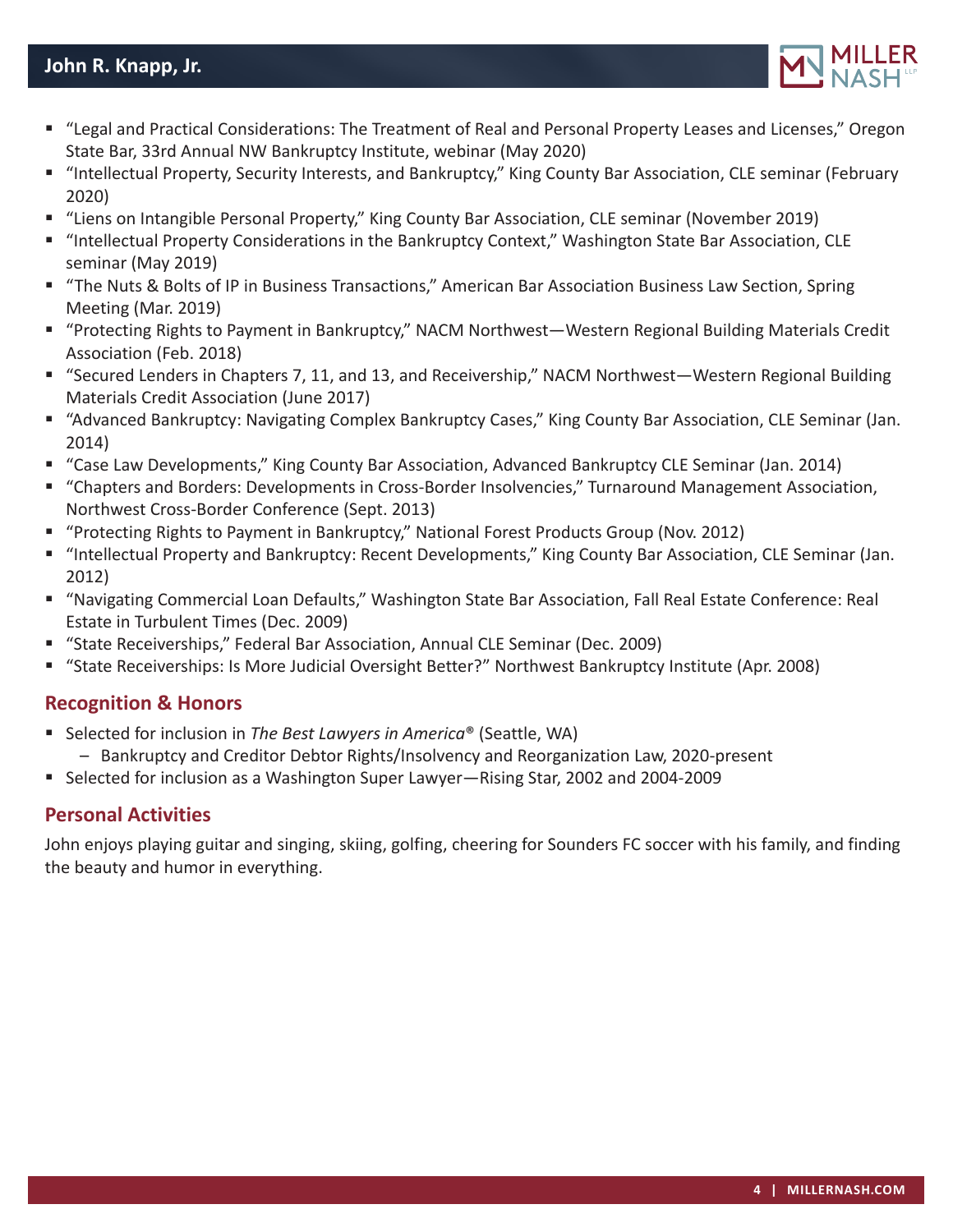- "Legal and Practical Considerations: The Treatment of Real and Personal Property Leases and Licenses," Oregon State Bar, 33rd Annual NW Bankruptcy Institute, webinar (May 2020)
- "Intellectual Property, Security Interests, and Bankruptcy," King County Bar Association, CLE seminar (February 2020)
- "Liens on Intangible Personal Property," King County Bar Association, CLE seminar (November 2019)
- "Intellectual Property Considerations in the Bankruptcy Context," Washington State Bar Association, CLE seminar (May 2019)
- "The Nuts & Bolts of IP in Business Transactions," American Bar Association Business Law Section, Spring Meeting (Mar. 2019)
- "Protecting Rights to Payment in Bankruptcy," NACM Northwest—Western Regional Building Materials Credit Association (Feb. 2018)
- "Secured Lenders in Chapters 7, 11, and 13, and Receivership," NACM Northwest—Western Regional Building Materials Credit Association (June 2017)
- "Advanced Bankruptcy: Navigating Complex Bankruptcy Cases," King County Bar Association, CLE Seminar (Jan. 2014)
- "Case Law Developments," King County Bar Association, Advanced Bankruptcy CLE Seminar (Jan. 2014)
- "Chapters and Borders: Developments in Cross-Border Insolvencies," Turnaround Management Association, Northwest Cross-Border Conference (Sept. 2013)
- "Protecting Rights to Payment in Bankruptcy," National Forest Products Group (Nov. 2012)
- "Intellectual Property and Bankruptcy: Recent Developments," King County Bar Association, CLE Seminar (Jan. 2012)
- "Navigating Commercial Loan Defaults," Washington State Bar Association, Fall Real Estate Conference: Real Estate in Turbulent Times (Dec. 2009)
- "State Receiverships," Federal Bar Association, Annual CLE Seminar (Dec. 2009)
- "State Receiverships: Is More Judicial Oversight Better?" Northwest Bankruptcy Institute (Apr. 2008)

## Recognition & Honors

- Selected for inclusion in *The Best Lawyers in America®* (Seattle, WA)
  - Bankruptcy and Creditor Debtor Rights/Insolvency and Reorganization Law, 2020-present
- Selected for inclusion as a Washington Super Lawyer—Rising Star, 2002 and 2004-2009

## Personal Activities

John enjoys playing guitar and singing, skiing, golfing, cheering for Sounders FC soccer with his family, and finding the beauty and humor in everything.